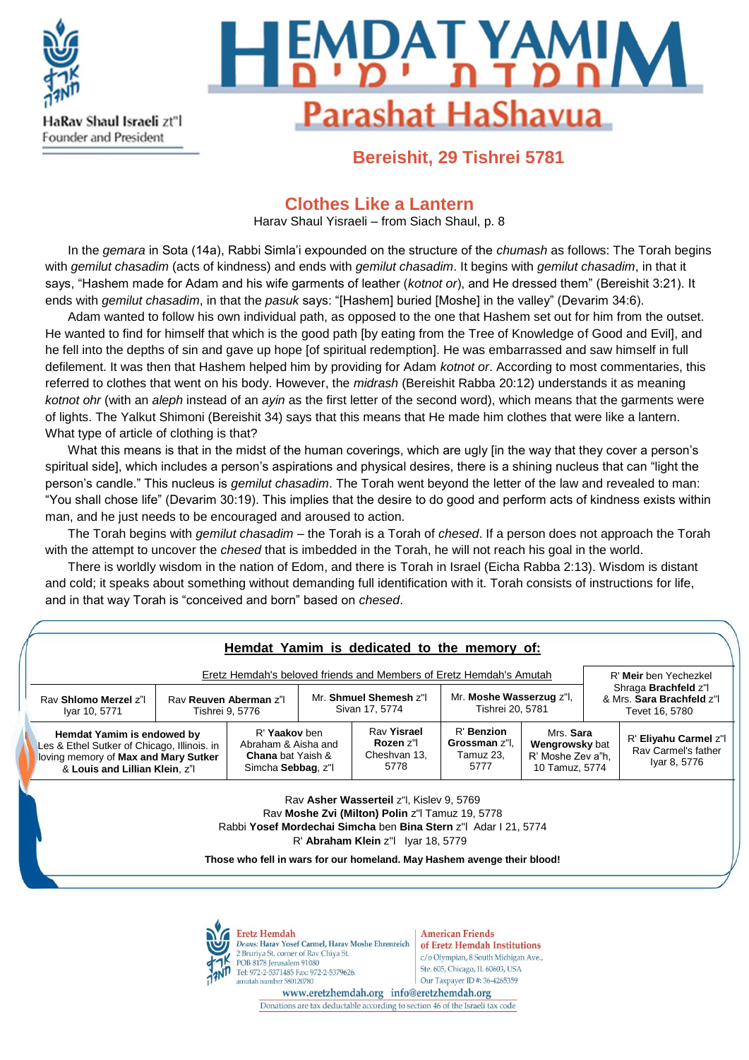HaRav Shaul Israeli zt"l
Founder and President

# HEMDAT YAMIM חמדת ימים
## Parashat HaShavua

### Bereishit, 29 Tishrei 5781

## Clothes Like a Lantern

Harav Shaul Yisraeli – from Siach Shaul, p. 8

In the *gemara* in Sota (14a), Rabbi Simla'i expounded on the structure of the *chumash* as follows: The Torah begins with *gemilut chasadim* (acts of kindness) and ends with *gemilut chasadim*. It begins with *gemilut chasadim*, in that it says, "Hashem made for Adam and his wife garments of leather (*kotnot or*), and He dressed them" (Bereishit 3:21). It ends with *gemilut chasadim*, in that the *pasuk* says: "[Hashem] buried [Moshe] in the valley" (Devarim 34:6).

Adam wanted to follow his own individual path, as opposed to the one that Hashem set out for him from the outset. He wanted to find for himself that which is the good path [by eating from the Tree of Knowledge of Good and Evil], and he fell into the depths of sin and gave up hope [of spiritual redemption]. He was embarrassed and saw himself in full defilement. It was then that Hashem helped him by providing for Adam *kotnot or*. According to most commentaries, this referred to clothes that went on his body. However, the *midrash* (Bereishit Rabba 20:12) understands it as meaning *kotnot ohr* (with an *aleph* instead of an *ayin* as the first letter of the second word), which means that the garments were of lights. The Yalkut Shimoni (Bereishit 34) says that this means that He made him clothes that were like a lantern. What type of article of clothing is that?

What this means is that in the midst of the human coverings, which are ugly [in the way that they cover a person's spiritual side], which includes a person's aspirations and physical desires, there is a shining nucleus that can "light the person's candle." This nucleus is *gemilut chasadim*. The Torah went beyond the letter of the law and revealed to man: "You shall chose life" (Devarim 30:19). This implies that the desire to do good and perform acts of kindness exists within man, and he just needs to be encouraged and aroused to action.

The Torah begins with *gemilut chasadim* – the Torah is a Torah of *chesed*. If a person does not approach the Torah with the attempt to uncover the *chesed* that is imbedded in the Torah, he will not reach his goal in the world.

There is worldly wisdom in the nation of Edom, and there is Torah in Israel (Eicha Rabba 2:13). Wisdom is distant and cold; it speaks about something without demanding full identification with it. Torah consists of instructions for life, and in that way Torah is "conceived and born" based on *chesed*.

---

**Hemdat Yamim is dedicated to the memory of:**

| Eretz Hemdah's beloved friends and Members of Eretz Hemdah's Amutah | | | | | R' **Meir** ben Yechezkel Shraga **Brachfeld** z"l & Mrs. **Sara Brachfeld** z"l Tevet 16, 5780 |
|---|---|---|---|---|---|
| Rav **Shlomo Merzel** z"l Iyar 10, 5771 | Rav **Reuven Aberman** z"l Tishrei 9, 5776 | Mr. **Shmuel Shemesh** z"l Sivan 17, 5774 | Mr. **Moshe Wasserzug** z"l, Tishrei 20, 5781 | | |
| **Hemdat Yamim is endowed by** Les & Ethel Sutker of Chicago, Illinois. in loving memory of **Max and Mary Sutker** & **Louis and Lillian Klein**, z"l | R' **Yaakov** ben Abraham & Aisha and **Chana** bat Yaish & Simcha **Sebbag**, z"l | Rav **Yisrael Rozen** z"l Cheshvan 13, 5778 | R' **Benzion Grossman** z"l, Tamuz 23, 5777 | Mrs. **Sara Wengrowsky** bat R' Moshe Zev a"h, 10 Tamuz, 5774 | R' **Eliyahu Carmel** z"l Rav Carmel's father Iyar 8, 5776 |

Rav **Asher Wasserteil** z"l, Kislev 9, 5769
Rav **Moshe Zvi (Milton) Polin** z"l Tamuz 19, 5778
Rabbi **Yosef Mordechai Simcha** ben **Bina Stern** z"l Adar I 21, 5774
R' **Abraham Klein** z"l Iyar 18, 5779

**Those who fell in wars for our homeland. May Hashem avenge their blood!**

---

**Eretz Hemdah**
*Deans:* Harav Yosef Carmel, Harav Moshe Ehrenreich
2 Bruriya St. corner of Rav Chiya St.
POB 8178 Jerusalem 91080
Tel: 972-2-5371485 Fax: 972-2-5379626.
amutah number 580120780

**American Friends of Eretz Hemdah Institutions**
c/o Olympian, 8 South Michigan Ave.,
Ste. 605, Chicago, IL 60603, USA
Our Taxpayer ID #: 36-4265359

www.eretzhemdah.org info@eretzhemdah.org
Donations are tax deductable according to section 46 of the Israeli tax code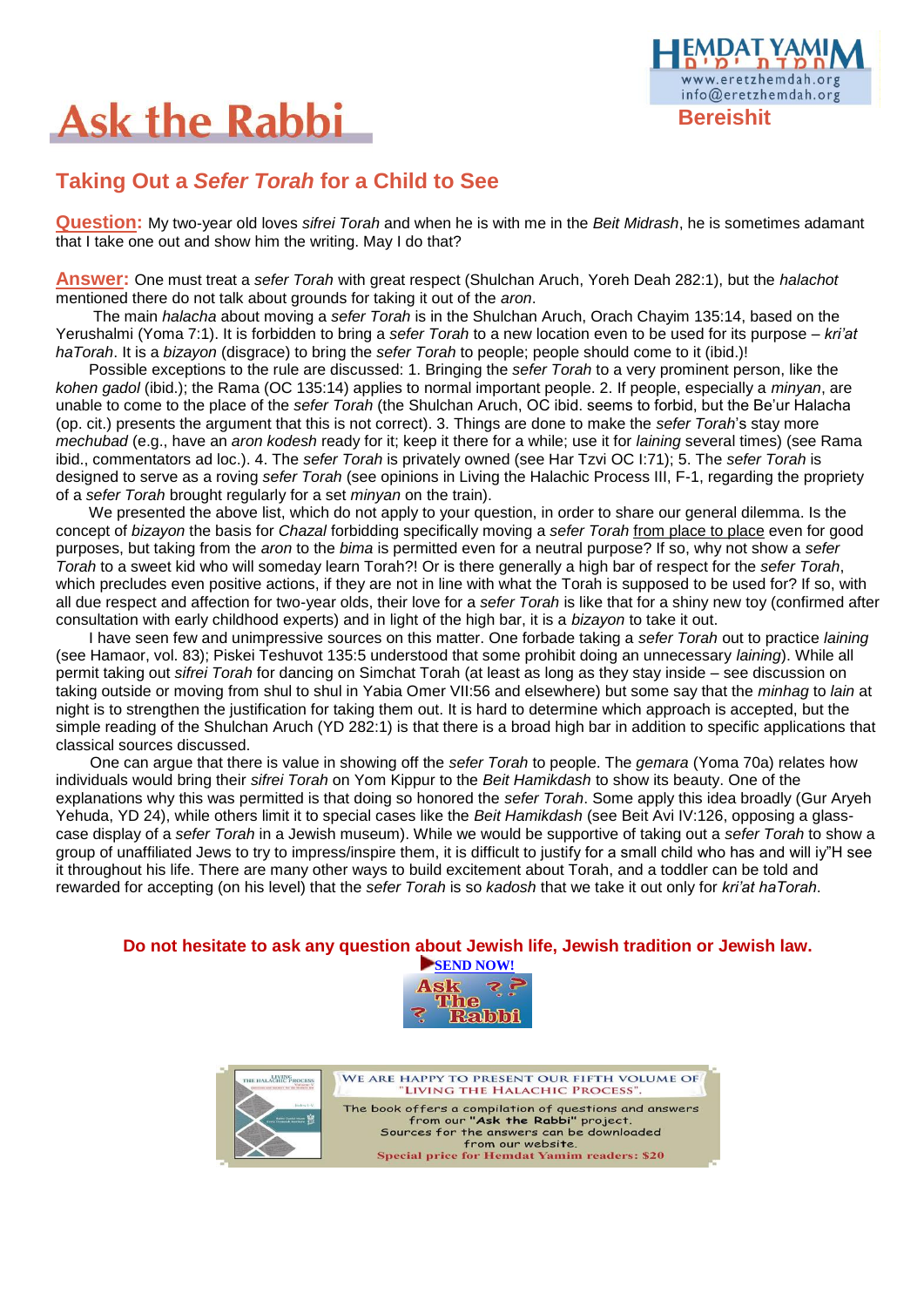# Ask the Rabbi

**Bereishit**

## Taking Out a *Sefer Torah* for a Child to See

**Question:** My two-year old loves *sifrei Torah* and when he is with me in the *Beit Midrash*, he is sometimes adamant that I take one out and show him the writing. May I do that?

**Answer:** One must treat a *sefer Torah* with great respect (Shulchan Aruch, Yoreh Deah 282:1), but the *halachot* mentioned there do not talk about grounds for taking it out of the *aron*.

The main *halacha* about moving a *sefer Torah* is in the Shulchan Aruch, Orach Chayim 135:14, based on the Yerushalmi (Yoma 7:1). It is forbidden to bring a *sefer Torah* to a new location even to be used for its purpose – *kri'at haTorah*. It is a *bizayon* (disgrace) to bring the *sefer Torah* to people; people should come to it (ibid.)!

Possible exceptions to the rule are discussed: 1. Bringing the *sefer Torah* to a very prominent person, like the *kohen gadol* (ibid.); the Rama (OC 135:14) applies to normal important people. 2. If people, especially a *minyan*, are unable to come to the place of the *sefer Torah* (the Shulchan Aruch, OC ibid. seems to forbid, but the Be'ur Halacha (op. cit.) presents the argument that this is not correct). 3. Things are done to make the *sefer Torah*'s stay more *mechubad* (e.g., have an *aron kodesh* ready for it; keep it there for a while; use it for *laining* several times) (see Rama ibid., commentators ad loc.). 4. The *sefer Torah* is privately owned (see Har Tzvi OC I:71); 5. The *sefer Torah* is designed to serve as a roving *sefer Torah* (see opinions in Living the Halachic Process III, F-1, regarding the propriety of a *sefer Torah* brought regularly for a set *minyan* on the train).

We presented the above list, which do not apply to your question, in order to share our general dilemma. Is the concept of *bizayon* the basis for *Chazal* forbidding specifically moving a *sefer Torah* from place to place even for good purposes, but taking from the *aron* to the *bima* is permitted even for a neutral purpose? If so, why not show a *sefer Torah* to a sweet kid who will someday learn Torah?! Or is there generally a high bar of respect for the *sefer Torah*, which precludes even positive actions, if they are not in line with what the Torah is supposed to be used for? If so, with all due respect and affection for two-year olds, their love for a *sefer Torah* is like that for a shiny new toy (confirmed after consultation with early childhood experts) and in light of the high bar, it is a *bizayon* to take it out.

I have seen few and unimpressive sources on this matter. One forbade taking a *sefer Torah* out to practice *laining* (see Hamaor, vol. 83); Piskei Teshuvot 135:5 understood that some prohibit doing an unnecessary *laining*). While all permit taking out *sifrei Torah* for dancing on Simchat Torah (at least as long as they stay inside – see discussion on taking outside or moving from shul to shul in Yabia Omer VII:56 and elsewhere) but some say that the *minhag* to *lain* at night is to strengthen the justification for taking them out. It is hard to determine which approach is accepted, but the simple reading of the Shulchan Aruch (YD 282:1) is that there is a broad high bar in addition to specific applications that classical sources discussed.

One can argue that there is value in showing off the *sefer Torah* to people. The *gemara* (Yoma 70a) relates how individuals would bring their *sifrei Torah* on Yom Kippur to the *Beit Hamikdash* to show its beauty. One of the explanations why this was permitted is that doing so honored the *sefer Torah*. Some apply this idea broadly (Gur Aryeh Yehuda, YD 24), while others limit it to special cases like the *Beit Hamikdash* (see Beit Avi IV:126, opposing a glass-case display of a *sefer Torah* in a Jewish museum). While we would be supportive of taking out a *sefer Torah* to show a group of unaffiliated Jews to try to impress/inspire them, it is difficult to justify for a small child who has and will iy"H see it throughout his life. There are many other ways to build excitement about Torah, and a toddler can be told and rewarded for accepting (on his level) that the *sefer Torah* is so *kadosh* that we take it out only for *kri'at haTorah*.

**Do not hesitate to ask any question about Jewish life, Jewish tradition or Jewish law.**

SEND NOW!

WE ARE HAPPY TO PRESENT OUR FIFTH VOLUME OF "LIVING THE HALACHIC PROCESS".

The book offers a compilation of questions and answers from our "Ask the Rabbi" project. Sources for the answers can be downloaded from our website.

**Special price for Hemdat Yamim readers: $20**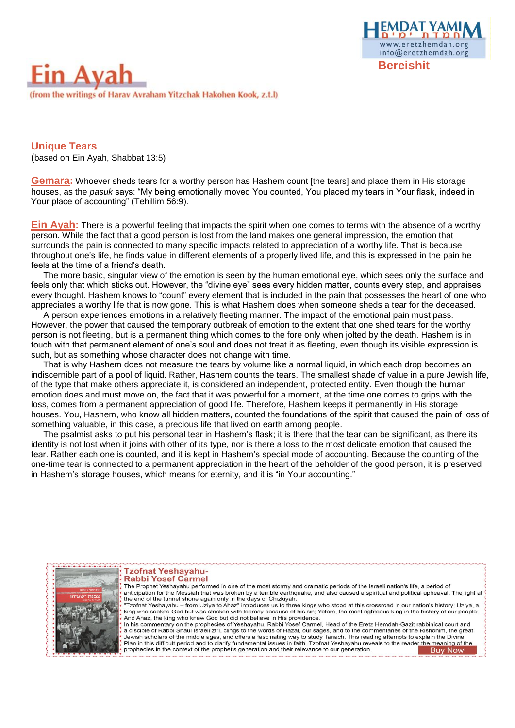# Ein Ayah

(from the writings of Harav Avraham Yitzchak Hakohen Kook, z.t.l)

## Bereishit

## Unique Tears

(based on Ein Ayah, Shabbat 13:5)

**Gemara:** Whoever sheds tears for a worthy person has Hashem count [the tears] and place them in His storage houses, as the *pasuk* says: "My being emotionally moved You counted, You placed my tears in Your flask, indeed in Your place of accounting" (Tehillim 56:9).

**Ein Ayah:** There is a powerful feeling that impacts the spirit when one comes to terms with the absence of a worthy person. While the fact that a good person is lost from the land makes one general impression, the emotion that surrounds the pain is connected to many specific impacts related to appreciation of a worthy life. That is because throughout one's life, he finds value in different elements of a properly lived life, and this is expressed in the pain he feels at the time of a friend's death.

The more basic, singular view of the emotion is seen by the human emotional eye, which sees only the surface and feels only that which sticks out. However, the "divine eye" sees every hidden matter, counts every step, and appraises every thought. Hashem knows to "count" every element that is included in the pain that possesses the heart of one who appreciates a worthy life that is now gone. This is what Hashem does when someone sheds a tear for the deceased.

A person experiences emotions in a relatively fleeting manner. The impact of the emotional pain must pass. However, the power that caused the temporary outbreak of emotion to the extent that one shed tears for the worthy person is not fleeting, but is a permanent thing which comes to the fore only when jolted by the death. Hashem is in touch with that permanent element of one's soul and does not treat it as fleeting, even though its visible expression is such, but as something whose character does not change with time.

That is why Hashem does not measure the tears by volume like a normal liquid, in which each drop becomes an indiscernible part of a pool of liquid. Rather, Hashem counts the tears. The smallest shade of value in a pure Jewish life, of the type that make others appreciate it, is considered an independent, protected entity. Even though the human emotion does and must move on, the fact that it was powerful for a moment, at the time one comes to grips with the loss, comes from a permanent appreciation of good life. Therefore, Hashem keeps it permanently in His storage houses. You, Hashem, who know all hidden matters, counted the foundations of the spirit that caused the pain of loss of something valuable, in this case, a precious life that lived on earth among people.

The psalmist asks to put his personal tear in Hashem's flask; it is there that the tear can be significant, as there its identity is not lost when it joins with other of its type, nor is there a loss to the most delicate emotion that caused the tear. Rather each one is counted, and it is kept in Hashem's special mode of accounting. Because the counting of the one-time tear is connected to a permanent appreciation in the heart of the beholder of the good person, it is preserved in Hashem's storage houses, which means for eternity, and it is "in Your accounting."

---

**Tzofnat Yeshayahu- Rabbi Yosef Carmel**

The Prophet Yeshayahu performed in one of the most stormy and dramatic periods of the Israeli nation's life, a period of anticipation for the Messiah that was broken by a terrible earthquake, and also caused a spiritual and political upheaval. The light at the end of the tunnel shone again only in the days of Chizkiyah.

"Tzofnat Yeshayahu – from Uziya to Ahaz" introduces us to three kings who stood at this crossroad in our nation's history: Uziya, a king who seeked God but was stricken with leprosy because of his sin; Yotam, the most righteous king in the history of our people; And Ahaz, the king who knew God but did not believe in His providence.

In his commentary on the prophecies of Yeshayahu, Rabbi Yosef Carmel, Head of the Eretz Hemdah-Gazit rabbinical court and a disciple of Rabbi Shaul Israeli zt"l, clings to the words of Hazal, our sages, and to the commentaries of the Rishonim, the great Jewish scholars of the middle ages, and offers a fascinating way to study Tanach. This reading attempts to explain the Divine Plan in this difficult period and to clarify fundamental issues in faith. Tzofnat Yeshayahu reveals to the reader the meaning of the prophecies in the context of the prophet's generation and their relevance to our generation.

Buy Now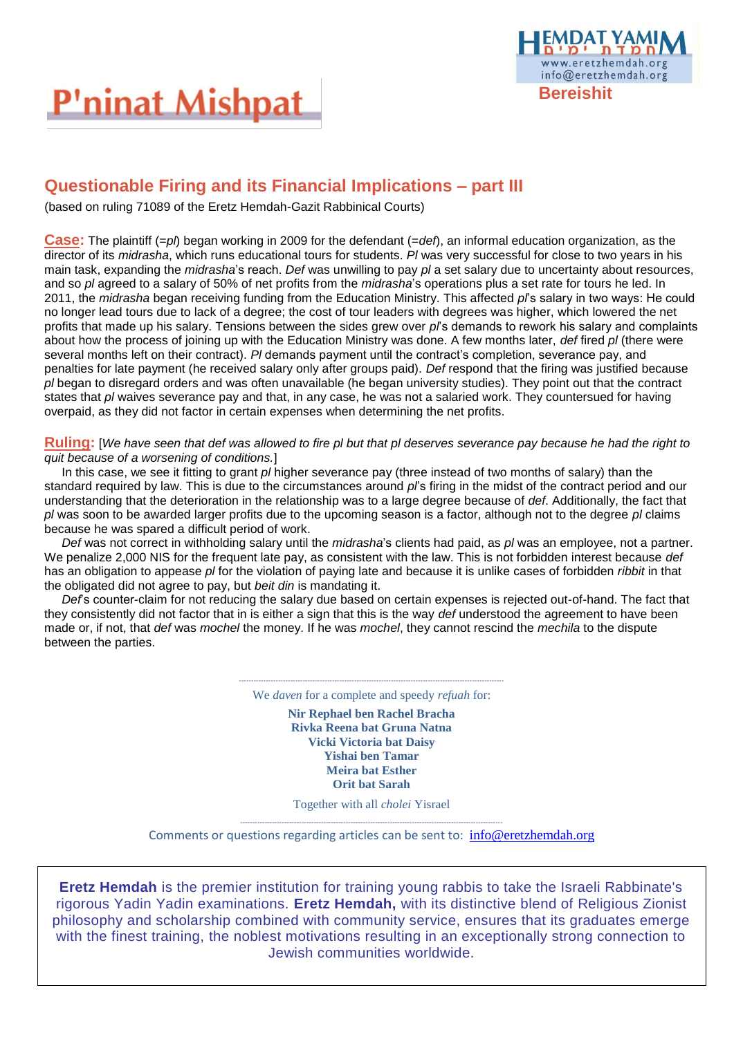# P'ninat Mishpat

Bereishit

## Questionable Firing and its Financial Implications – part III

(based on ruling 71089 of the Eretz Hemdah-Gazit Rabbinical Courts)

**Case:** The plaintiff (=*pl*) began working in 2009 for the defendant (=*def*), an informal education organization, as the director of its *midrasha*, which runs educational tours for students. *Pl* was very successful for close to two years in his main task, expanding the *midrasha*'s reach. *Def* was unwilling to pay *pl* a set salary due to uncertainty about resources, and so *pl* agreed to a salary of 50% of net profits from the *midrasha*'s operations plus a set rate for tours he led. In 2011, the *midrasha* began receiving funding from the Education Ministry. This affected *pl*'s salary in two ways: He could no longer lead tours due to lack of a degree; the cost of tour leaders with degrees was higher, which lowered the net profits that made up his salary. Tensions between the sides grew over *pl*'s demands to rework his salary and complaints about how the process of joining up with the Education Ministry was done. A few months later, *def* fired *pl* (there were several months left on their contract). *Pl* demands payment until the contract's completion, severance pay, and penalties for late payment (he received salary only after groups paid). *Def* respond that the firing was justified because *pl* began to disregard orders and was often unavailable (he began university studies). They point out that the contract states that *pl* waives severance pay and that, in any case, he was not a salaried work. They countersued for having overpaid, as they did not factor in certain expenses when determining the net profits.

**Ruling:** [*We have seen that def was allowed to fire pl but that pl deserves severance pay because he had the right to quit because of a worsening of conditions.*]

In this case, we see it fitting to grant *pl* higher severance pay (three instead of two months of salary) than the standard required by law. This is due to the circumstances around *pl*'s firing in the midst of the contract period and our understanding that the deterioration in the relationship was to a large degree because of *def*. Additionally, the fact that *pl* was soon to be awarded larger profits due to the upcoming season is a factor, although not to the degree *pl* claims because he was spared a difficult period of work.

*Def* was not correct in withholding salary until the *midrasha*'s clients had paid, as *pl* was an employee, not a partner. We penalize 2,000 NIS for the frequent late pay, as consistent with the law. This is not forbidden interest because *def* has an obligation to appease *pl* for the violation of paying late and because it is unlike cases of forbidden *ribbit* in that the obligated did not agree to pay, but *beit din* is mandating it.

*Def*'s counter-claim for not reducing the salary due based on certain expenses is rejected out-of-hand. The fact that they consistently did not factor that in is either a sign that this is the way *def* understood the agreement to have been made or, if not, that *def* was *mochel* the money. If he was *mochel*, they cannot rescind the *mechila* to the dispute between the parties.

We *daven* for a complete and speedy *refuah* for:

**Nir Rephael ben Rachel Bracha**
**Rivka Reena bat Gruna Natna**
**Vicki Victoria bat Daisy**
**Yishai ben Tamar**
**Meira bat Esther**
**Orit bat Sarah**

Together with all *cholei* Yisrael

Comments or questions regarding articles can be sent to: info@eretzhemdah.org

**Eretz Hemdah** is the premier institution for training young rabbis to take the Israeli Rabbinate's rigorous Yadin Yadin examinations. **Eretz Hemdah,** with its distinctive blend of Religious Zionist philosophy and scholarship combined with community service, ensures that its graduates emerge with the finest training, the noblest motivations resulting in an exceptionally strong connection to Jewish communities worldwide.